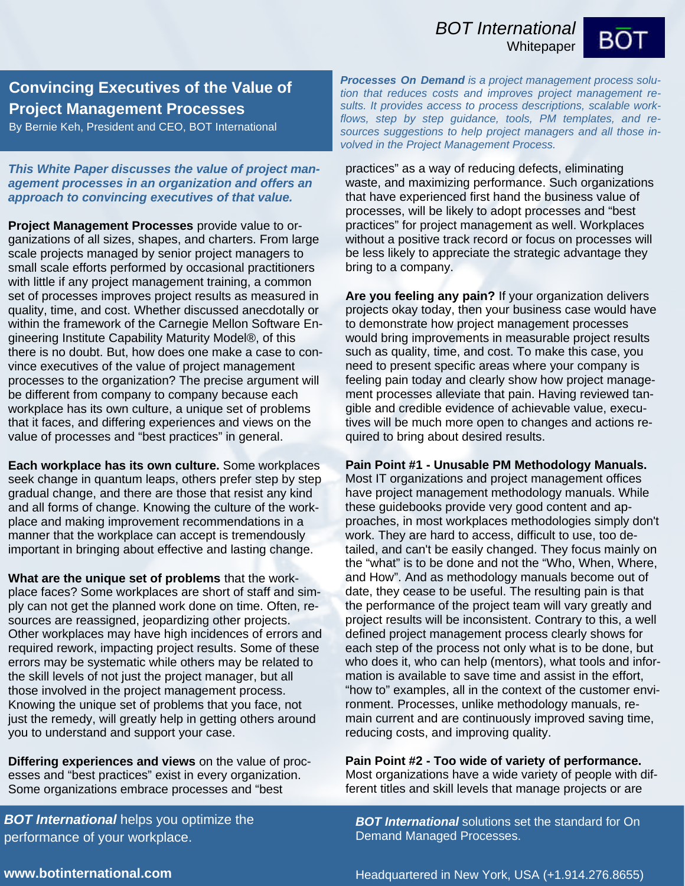BOT International
Whitepaper

# Convincing Executives of the Value of Project Management Processes

By Bernie Keh, President and CEO, BOT International

***Processes On Demand*** *is a project management process solution that reduces costs and improves project management results. It provides access to process descriptions, scalable workflows, step by step guidance, tools, PM templates, and resources suggestions to help project managers and all those involved in the Project Management Process.*

***This White Paper discusses the value of project management processes in an organization and offers an approach to convincing executives of that value.***

**Project Management Processes** provide value to organizations of all sizes, shapes, and charters. From large scale projects managed by senior project managers to small scale efforts performed by occasional practitioners with little if any project management training, a common set of processes improves project results as measured in quality, time, and cost. Whether discussed anecdotally or within the framework of the Carnegie Mellon Software Engineering Institute Capability Maturity Model®, of this there is no doubt. But, how does one make a case to convince executives of the value of project management processes to the organization? The precise argument will be different from company to company because each workplace has its own culture, a unique set of problems that it faces, and differing experiences and views on the value of processes and "best practices" in general.

**Each workplace has its own culture.** Some workplaces seek change in quantum leaps, others prefer step by step gradual change, and there are those that resist any kind and all forms of change. Knowing the culture of the workplace and making improvement recommendations in a manner that the workplace can accept is tremendously important in bringing about effective and lasting change.

**What are the unique set of problems** that the workplace faces? Some workplaces are short of staff and simply can not get the planned work done on time. Often, resources are reassigned, jeopardizing other projects. Other workplaces may have high incidences of errors and required rework, impacting project results. Some of these errors may be systematic while others may be related to the skill levels of not just the project manager, but all those involved in the project management process. Knowing the unique set of problems that you face, not just the remedy, will greatly help in getting others around you to understand and support your case.

**Differing experiences and views** on the value of processes and "best practices" exist in every organization. Some organizations embrace processes and "best practices" as a way of reducing defects, eliminating waste, and maximizing performance. Such organizations that have experienced first hand the business value of processes, will be likely to adopt processes and "best practices" for project management as well. Workplaces without a positive track record or focus on processes will be less likely to appreciate the strategic advantage they bring to a company.

**Are you feeling any pain?** If your organization delivers projects okay today, then your business case would have to demonstrate how project management processes would bring improvements in measurable project results such as quality, time, and cost. To make this case, you need to present specific areas where your company is feeling pain today and clearly show how project management processes alleviate that pain. Having reviewed tangible and credible evidence of achievable value, executives will be much more open to changes and actions required to bring about desired results.

**Pain Point #1 - Unusable PM Methodology Manuals.** Most IT organizations and project management offices have project management methodology manuals. While these guidebooks provide very good content and approaches, in most workplaces methodologies simply don't work. They are hard to access, difficult to use, too detailed, and can't be easily changed. They focus mainly on the "what" is to be done and not the "Who, When, Where, and How". And as methodology manuals become out of date, they cease to be useful. The resulting pain is that the performance of the project team will vary greatly and project results will be inconsistent. Contrary to this, a well defined project management process clearly shows for each step of the process not only what is to be done, but who does it, who can help (mentors), what tools and information is available to save time and assist in the effort, "how to" examples, all in the context of the customer environment. Processes, unlike methodology manuals, remain current and are continuously improved saving time, reducing costs, and improving quality.

**Pain Point #2 - Too wide of variety of performance.** Most organizations have a wide variety of people with different titles and skill levels that manage projects or are

***BOT International*** helps you optimize the performance of your workplace.

***BOT International*** solutions set the standard for On Demand Managed Processes.

**www.botinternational.com**

Headquartered in New York, USA (+1.914.276.8655)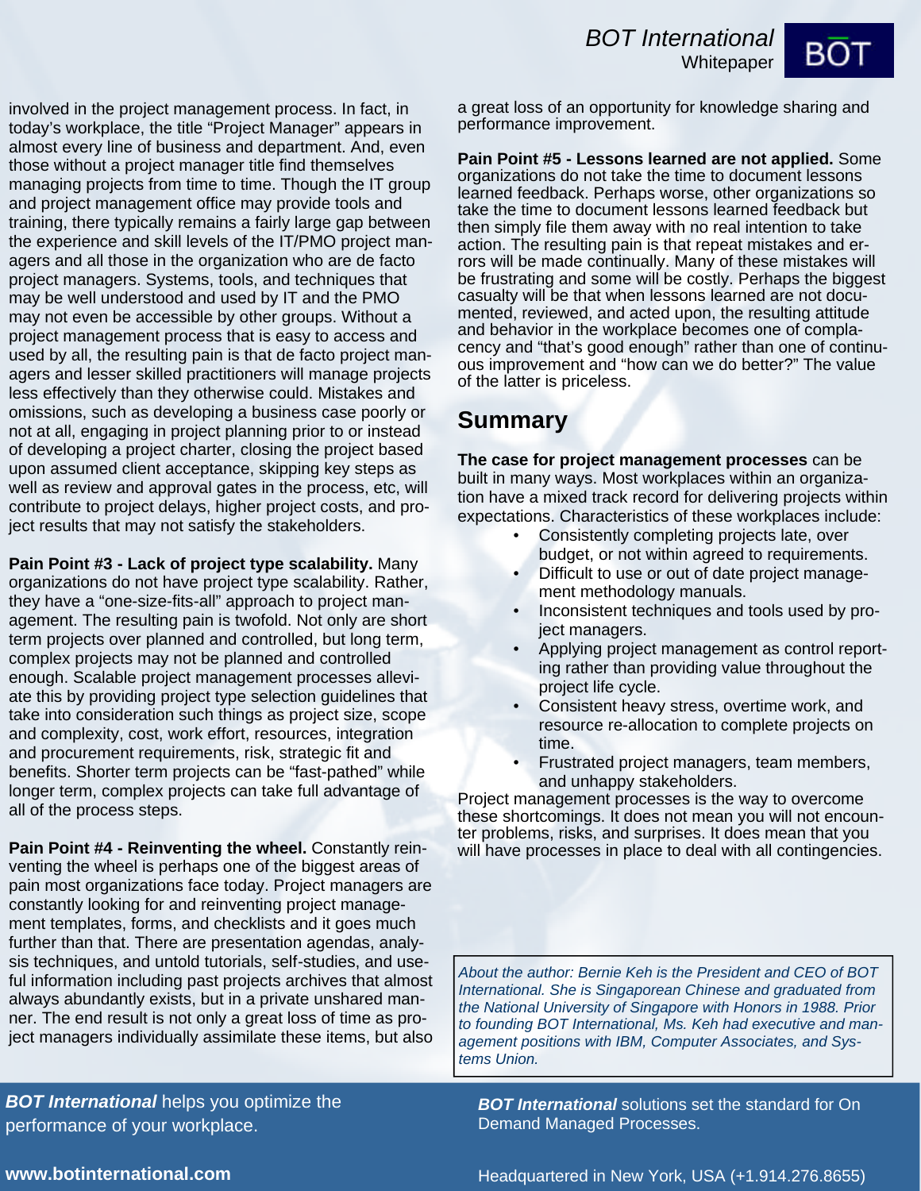involved in the project management process. In fact, in today's workplace, the title "Project Manager" appears in almost every line of business and department. And, even those without a project manager title find themselves managing projects from time to time. Though the IT group and project management office may provide tools and training, there typically remains a fairly large gap between the experience and skill levels of the IT/PMO project managers and all those in the organization who are de facto project managers. Systems, tools, and techniques that may be well understood and used by IT and the PMO may not even be accessible by other groups. Without a project management process that is easy to access and used by all, the resulting pain is that de facto project managers and lesser skilled practitioners will manage projects less effectively than they otherwise could. Mistakes and omissions, such as developing a business case poorly or not at all, engaging in project planning prior to or instead of developing a project charter, closing the project based upon assumed client acceptance, skipping key steps as well as review and approval gates in the process, etc, will contribute to project delays, higher project costs, and project results that may not satisfy the stakeholders.

**Pain Point #3 - Lack of project type scalability.** Many organizations do not have project type scalability. Rather, they have a "one-size-fits-all" approach to project management. The resulting pain is twofold. Not only are short term projects over planned and controlled, but long term, complex projects may not be planned and controlled enough. Scalable project management processes alleviate this by providing project type selection guidelines that take into consideration such things as project size, scope and complexity, cost, work effort, resources, integration and procurement requirements, risk, strategic fit and benefits. Shorter term projects can be "fast-pathed" while longer term, complex projects can take full advantage of all of the process steps.

**Pain Point #4 - Reinventing the wheel.** Constantly reinventing the wheel is perhaps one of the biggest areas of pain most organizations face today. Project managers are constantly looking for and reinventing project management templates, forms, and checklists and it goes much further than that. There are presentation agendas, analysis techniques, and untold tutorials, self-studies, and useful information including past projects archives that almost always abundantly exists, but in a private unshared manner. The end result is not only a great loss of time as project managers individually assimilate these items, but also a great loss of an opportunity for knowledge sharing and performance improvement.

**Pain Point #5 - Lessons learned are not applied.** Some organizations do not take the time to document lessons learned feedback. Perhaps worse, other organizations so take the time to document lessons learned feedback but then simply file them away with no real intention to take action. The resulting pain is that repeat mistakes and errors will be made continually. Many of these mistakes will be frustrating and some will be costly. Perhaps the biggest casualty will be that when lessons learned are not documented, reviewed, and acted upon, the resulting attitude and behavior in the workplace becomes one of complacency and "that's good enough" rather than one of continuous improvement and "how can we do better?" The value of the latter is priceless.

## Summary

**The case for project management processes** can be built in many ways. Most workplaces within an organization have a mixed track record for delivering projects within expectations. Characteristics of these workplaces include:

- Consistently completing projects late, over budget, or not within agreed to requirements.
- Difficult to use or out of date project management methodology manuals.
- Inconsistent techniques and tools used by project managers.
- Applying project management as control reporting rather than providing value throughout the project life cycle.
- Consistent heavy stress, overtime work, and resource re-allocation to complete projects on time.
- Frustrated project managers, team members, and unhappy stakeholders.

Project management processes is the way to overcome these shortcomings. It does not mean you will not encounter problems, risks, and surprises. It does mean that you will have processes in place to deal with all contingencies.

*About the author: Bernie Keh is the President and CEO of BOT International. She is Singaporean Chinese and graduated from the National University of Singapore with Honors in 1988. Prior to founding BOT International, Ms. Keh had executive and management positions with IBM, Computer Associates, and Systems Union.*

***BOT International*** helps you optimize the performance of your workplace.

***BOT International*** solutions set the standard for On Demand Managed Processes.

**www.botinternational.com**

Headquartered in New York, USA (+1.914.276.8655)